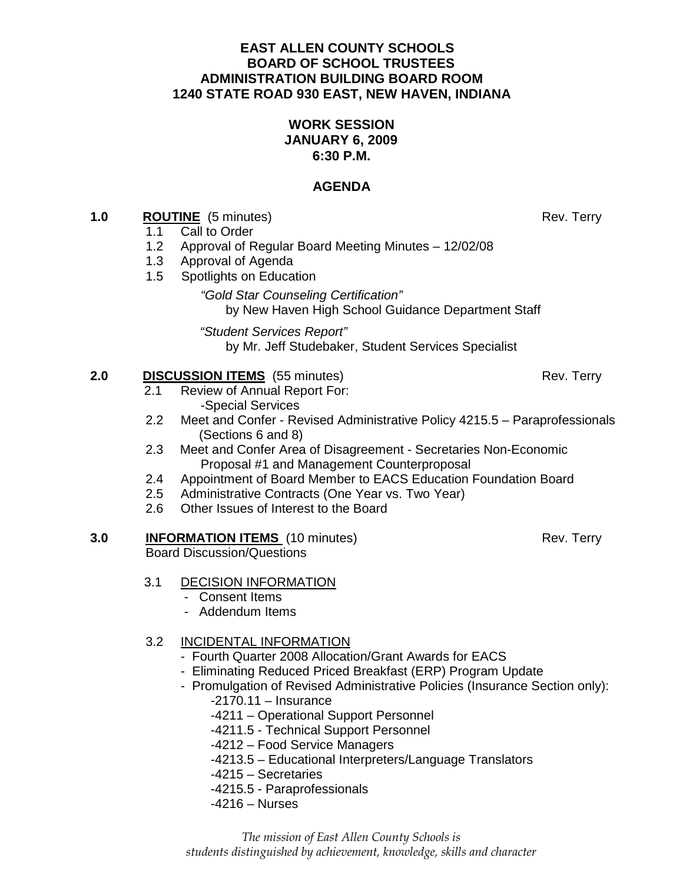**EAST ALLEN COUNTY SCHOOLS**
**BOARD OF SCHOOL TRUSTEES**
**ADMINISTRATION BUILDING BOARD ROOM**
**1240 STATE ROAD 930 EAST, NEW HAVEN, INDIANA**

**WORK SESSION**
**JANUARY 6, 2009**
**6:30 P.M.**

**AGENDA**

**1.0 ROUTINE** (5 minutes) — Rev. Terry

- 1.1 Call to Order
- 1.2 Approval of Regular Board Meeting Minutes – 12/02/08
- 1.3 Approval of Agenda
- 1.5 Spotlights on Education

  *"Gold Star Counseling Certification"*
  by New Haven High School Guidance Department Staff

  *"Student Services Report"*
  by Mr. Jeff Studebaker, Student Services Specialist

**2.0 DISCUSSION ITEMS** (55 minutes) — Rev. Terry

- 2.1 Review of Annual Report For:
  - -Special Services
- 2.2 Meet and Confer - Revised Administrative Policy 4215.5 – Paraprofessionals (Sections 6 and 8)
- 2.3 Meet and Confer Area of Disagreement - Secretaries Non-Economic Proposal #1 and Management Counterproposal
- 2.4 Appointment of Board Member to EACS Education Foundation Board
- 2.5 Administrative Contracts (One Year vs. Two Year)
- 2.6 Other Issues of Interest to the Board

**3.0 INFORMATION ITEMS** (10 minutes) — Rev. Terry

Board Discussion/Questions

- 3.1 DECISION INFORMATION
  - Consent Items
  - Addendum Items
- 3.2 INCIDENTAL INFORMATION
  - Fourth Quarter 2008 Allocation/Grant Awards for EACS
  - Eliminating Reduced Priced Breakfast (ERP) Program Update
  - Promulgation of Revised Administrative Policies (Insurance Section only):
    - -2170.11 – Insurance
    - -4211 – Operational Support Personnel
    - -4211.5 - Technical Support Personnel
    - -4212 – Food Service Managers
    - -4213.5 – Educational Interpreters/Language Translators
    - -4215 – Secretaries
    - -4215.5 - Paraprofessionals
    - -4216 – Nurses

*The mission of East Allen County Schools is students distinguished by achievement, knowledge, skills and character*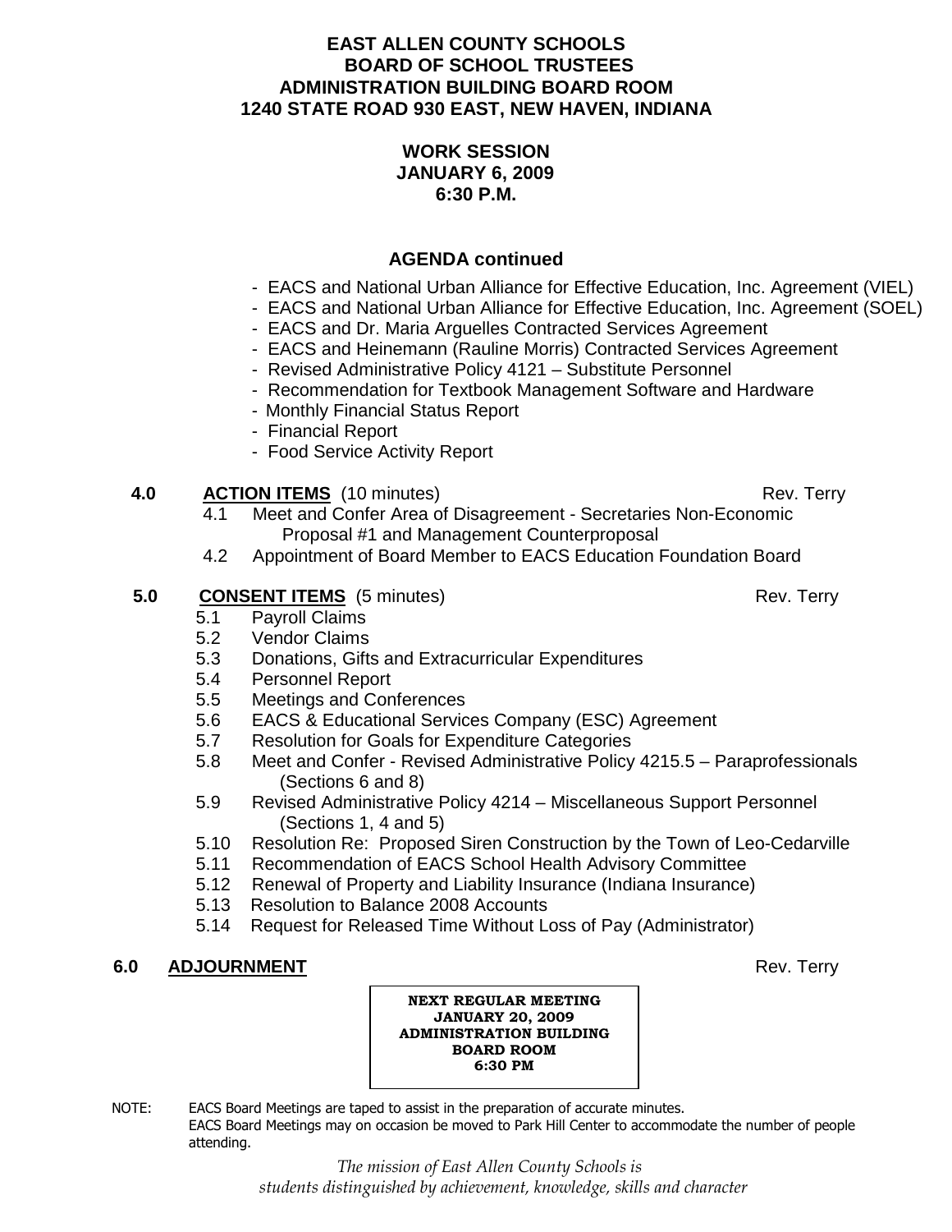**EAST ALLEN COUNTY SCHOOLS**
**BOARD OF SCHOOL TRUSTEES**
**ADMINISTRATION BUILDING BOARD ROOM**
**1240 STATE ROAD 930 EAST, NEW HAVEN, INDIANA**

**WORK SESSION**
**JANUARY 6, 2009**
**6:30 P.M.**

## AGENDA continued

- EACS and National Urban Alliance for Effective Education, Inc. Agreement (VIEL)
- EACS and National Urban Alliance for Effective Education, Inc. Agreement (SOEL)
- EACS and Dr. Maria Arguelles Contracted Services Agreement
- EACS and Heinemann (Rauline Morris) Contracted Services Agreement
- Revised Administrative Policy 4121 – Substitute Personnel
- Recommendation for Textbook Management Software and Hardware
- Monthly Financial Status Report
- Financial Report
- Food Service Activity Report

**4.0 ACTION ITEMS** (10 minutes) — Rev. Terry

- 4.1 Meet and Confer Area of Disagreement - Secretaries Non-Economic Proposal #1 and Management Counterproposal
- 4.2 Appointment of Board Member to EACS Education Foundation Board

**5.0 CONSENT ITEMS** (5 minutes) — Rev. Terry

- 5.1 Payroll Claims
- 5.2 Vendor Claims
- 5.3 Donations, Gifts and Extracurricular Expenditures
- 5.4 Personnel Report
- 5.5 Meetings and Conferences
- 5.6 EACS & Educational Services Company (ESC) Agreement
- 5.7 Resolution for Goals for Expenditure Categories
- 5.8 Meet and Confer - Revised Administrative Policy 4215.5 – Paraprofessionals (Sections 6 and 8)
- 5.9 Revised Administrative Policy 4214 – Miscellaneous Support Personnel (Sections 1, 4 and 5)
- 5.10 Resolution Re: Proposed Siren Construction by the Town of Leo-Cedarville
- 5.11 Recommendation of EACS School Health Advisory Committee
- 5.12 Renewal of Property and Liability Insurance (Indiana Insurance)
- 5.13 Resolution to Balance 2008 Accounts
- 5.14 Request for Released Time Without Loss of Pay (Administrator)

**6.0 ADJOURNMENT** — Rev. Terry

**NEXT REGULAR MEETING**
**JANUARY 20, 2009**
**ADMINISTRATION BUILDING**
**BOARD ROOM**
**6:30 PM**

NOTE: EACS Board Meetings are taped to assist in the preparation of accurate minutes.
EACS Board Meetings may on occasion be moved to Park Hill Center to accommodate the number of people attending.

*The mission of East Allen County Schools is*
*students distinguished by achievement, knowledge, skills and character*